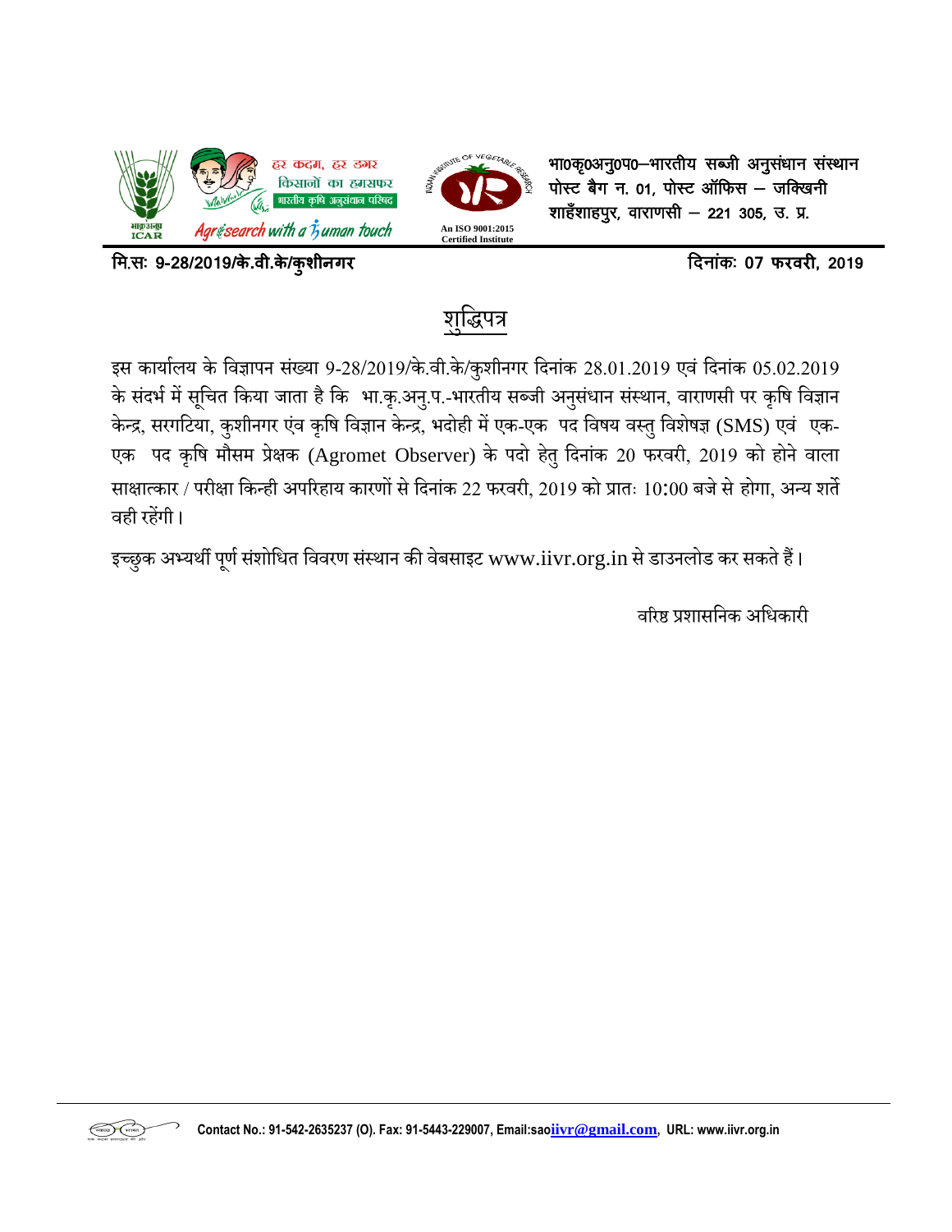हर कदम, हर डगर
किसानों का हमसफर
भारतीय कृषि अनुसंधान परिषद

भाकृअनुप
ICAR

Agrisearch with a human touch

An ISO 9001:2015 Certified Institute

**भा0कृ0अनु0प0–भारतीय सब्जी अनुसंधान संस्थान**
**पोस्ट बैग न. 01, पोस्ट ऑफिस – जक्खिनी**
**शाहँशाहपुर, वाराणसी – 221 305, उ. प्र.**

**मि.सः 9-28/2019/के.वी.के/कुशीनगर** **दिनांकः 07 फरवरी, 2019**

# <u>शुद्धिपत्र</u>

इस कार्यालय के विज्ञापन संख्या 9-28/2019/के.वी.के/कुशीनगर दिनांक 28.01.2019 एवं दिनांक 05.02.2019 के संदर्भ में सूचित किया जाता है कि भा.कृ.अनु.प.-भारतीय सब्जी अनुसंधान संस्थान, वाराणसी पर कृषि विज्ञान केन्द्र, सरगटिया, कुशीनगर एंव कृषि विज्ञान केन्द्र, भदोही में एक-एक पद विषय वस्तु विशेषज्ञ (SMS) एवं एक-एक पद कृषि मौसम प्रेक्षक (Agromet Observer) के पदो हेतु दिनांक 20 फरवरी, 2019 को होने वाला साक्षात्कार / परीक्षा किन्ही अपरिहाय कारणों से दिनांक 22 फरवरी, 2019 को प्रातः 10:00 बजे से होगा, अन्य शर्ते वही रहेंगी।

इच्छुक अभ्यर्थी पूर्ण संशोधित विवरण संस्थान की वेबसाइट www.iivr.org.in से डाउनलोड कर सकते हैं।

वरिष्ठ प्रशासनिक अधिकारी

**Contact No.: 91-542-2635237 (O). Fax: 91-5443-229007, Email:saoiivr@gmail.com, URL: www.iivr.org.in**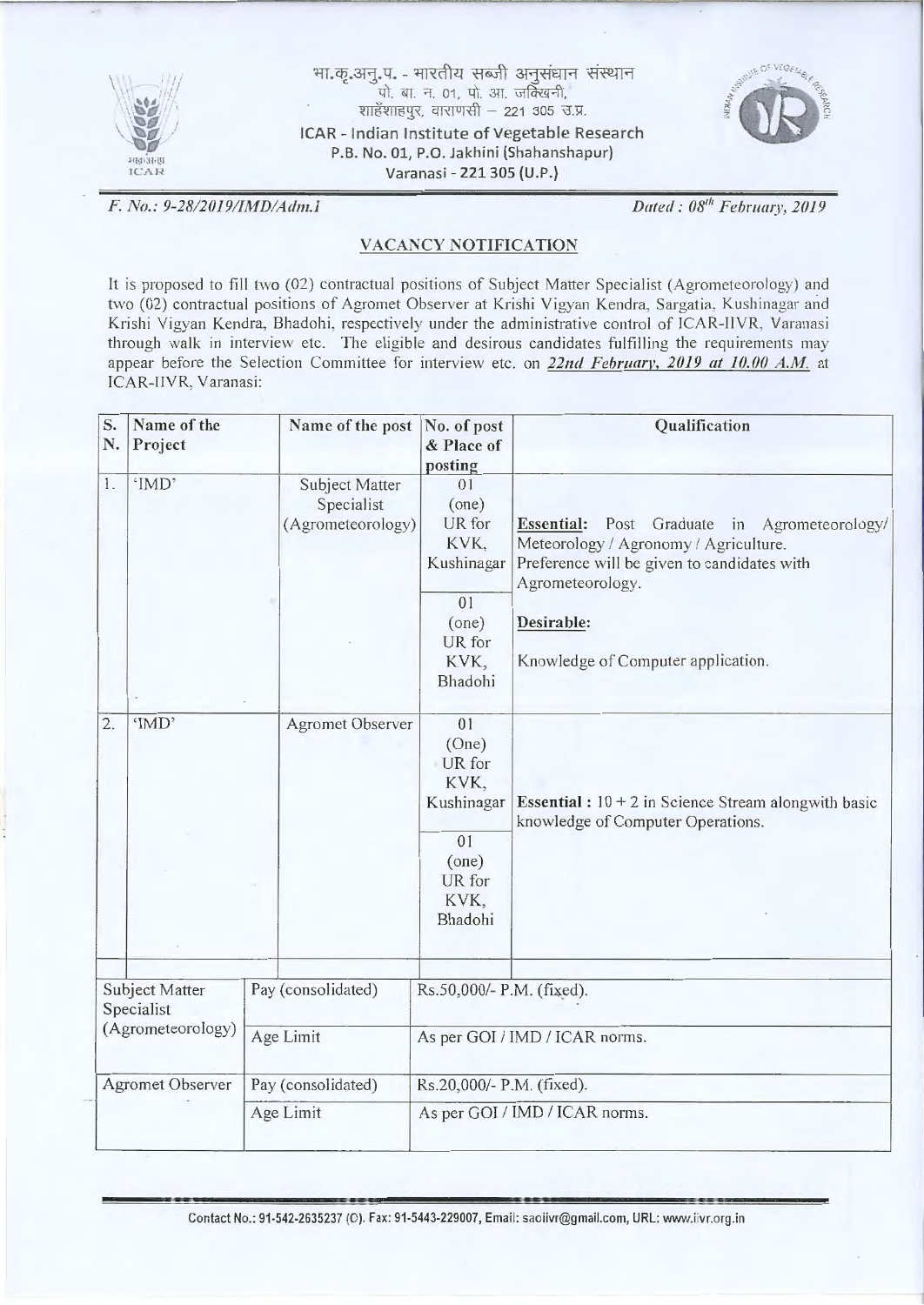भा.कृ.अनु.प. - भारतीय सब्जी अनुसंधान संस्थान
पो. बा. न. 01, पो. आ. जक्खिनी,
शाहँशाहपुर, वाराणसी – 221 305 उ.प्र.

**ICAR - Indian Institute of Vegetable Research**
**P.B. No. 01, P.O. Jakhini (Shahanshapur)**
**Varanasi - 221 305 (U.P.)**

*F. No.: 9-28/2019/IMD/Adm.I* *Dated : 08th February, 2019*

## VACANCY NOTIFICATION

It is proposed to fill two (02) contractual positions of Subject Matter Specialist (Agrometeorology) and two (02) contractual positions of Agromet Observer at Krishi Vigyan Kendra, Sargatia, Kushinagar and Krishi Vigyan Kendra, Bhadohi, respectively under the administrative control of ICAR-IIVR, Varanasi through walk in interview etc. The eligible and desirous candidates fulfilling the requirements may appear before the Selection Committee for interview etc. on ***22nd February, 2019 at 10.00 A.M.*** at ICAR-IIVR, Varanasi:

| S. N. | Name of the Project | Name of the post | No. of post & Place of posting | Qualification |
|---|---|---|---|---|
| 1. | 'IMD' | Subject Matter Specialist (Agrometeorology) | 01 (one) UR for KVK, Kushinagar | **Essential:** Post Graduate in Agrometeorology/ Meteorology / Agronomy / Agriculture. Preference will be given to candidates with Agrometeorology. |
| | | | 01 (one) UR for KVK, Bhadohi | **Desirable:** Knowledge of Computer application. |
| 2. | 'IMD' | Agromet Observer | 01 (One) UR for KVK, Kushinagar | **Essential :** 10 + 2 in Science Stream alongwith basic knowledge of Computer Operations. |
| | | | 01 (one) UR for KVK, Bhadohi | |

| Post | | |
|---|---|---|
| Subject Matter Specialist (Agrometeorology) | Pay (consolidated) | Rs.50,000/- P.M. (fixed). |
| | Age Limit | As per GOI / IMD / ICAR norms. |
| Agromet Observer | Pay (consolidated) | Rs.20,000/- P.M. (fixed). |
| | Age Limit | As per GOI / IMD / ICAR norms. |

Contact No.: 91-542-2635237 (O). Fax: 91-5443-229007, Email: saoiivr@gmail.com, URL: www.iivr.org.in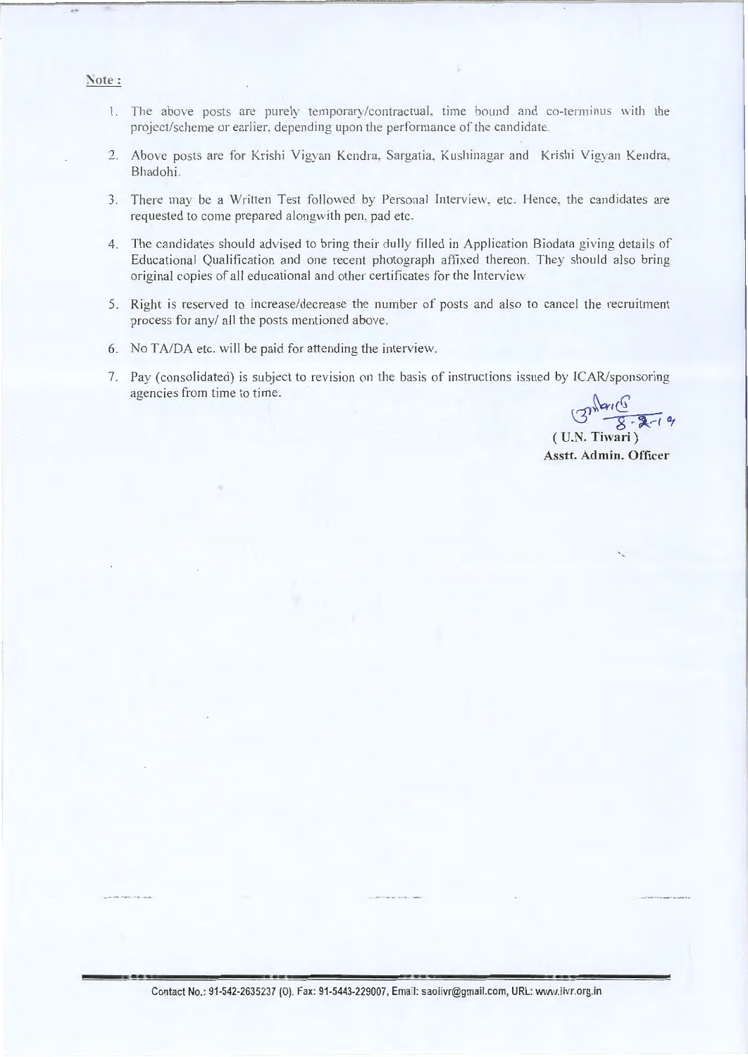**Note :**

1. The above posts are purely temporary/contractual, time bound and co-terminus with the project/scheme or earlier, depending upon the performance of the candidate.
2. Above posts are for Krishi Vigyan Kendra, Sargatia, Kushinagar and Krishi Vigyan Kendra, Bhadohi.
3. There may be a Written Test followed by Personal Interview, etc. Hence, the candidates are requested to come prepared alongwith pen, pad etc.
4. The candidates should advised to bring their dully filled in Application Biodata giving details of Educational Qualification and one recent photograph affixed thereon. They should also bring original copies of all educational and other certificates for the Interview
5. Right is reserved to increase/decrease the number of posts and also to cancel the recruitment process for any/ all the posts mentioned above.
6. No TA/DA etc. will be paid for attending the interview.
7. Pay (consolidated) is subject to revision on the basis of instructions issued by ICAR/sponsoring agencies from time to time.

8-2-19

**( U.N. Tiwari )**
**Asstt. Admin. Officer**

Contact No.: 91-542-2635237 (O). Fax: 91-5443-229007, Email: saoiivr@gmail.com, URL: www.iivr.org.in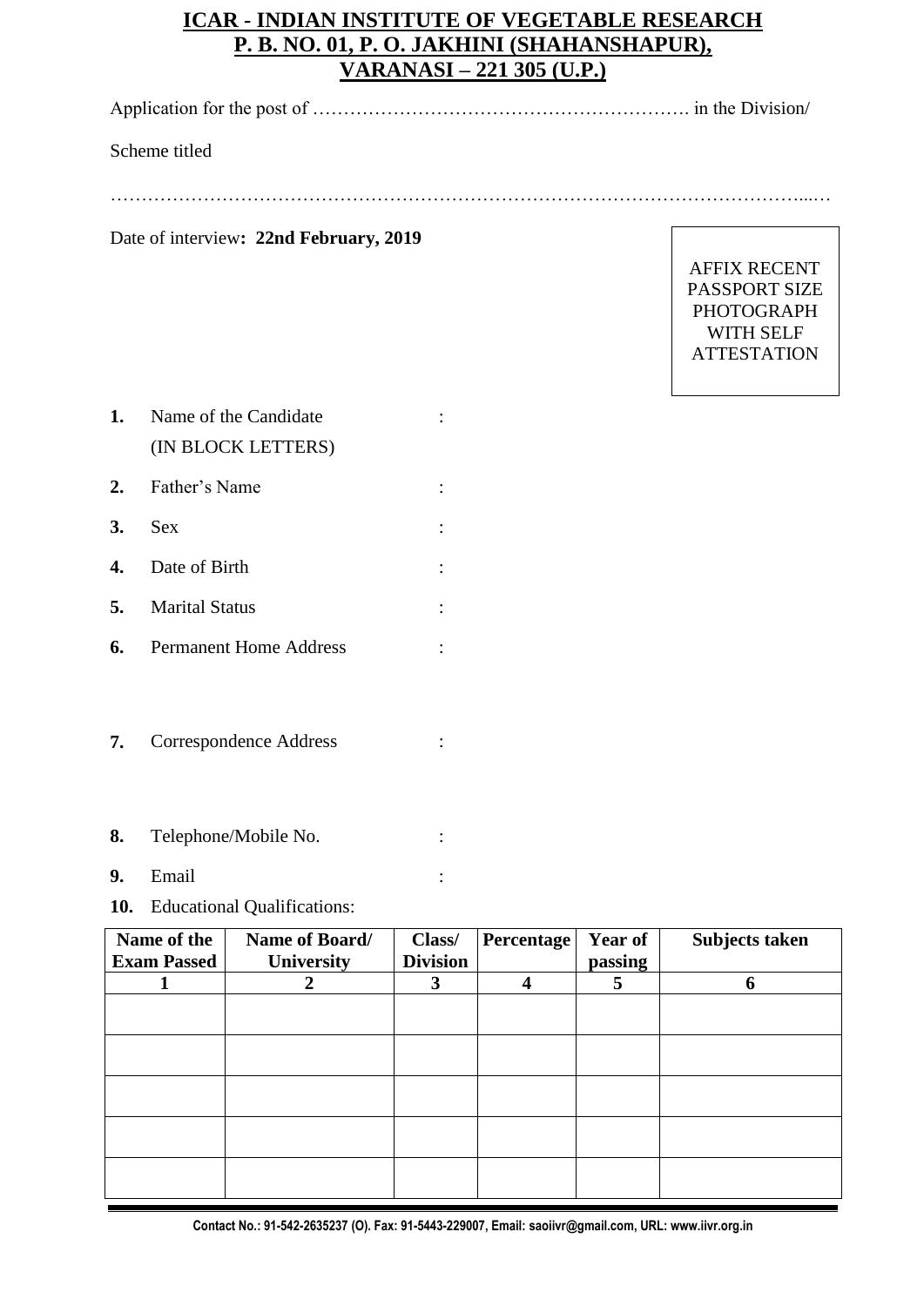# ICAR - INDIAN INSTITUTE OF VEGETABLE RESEARCH
## P. B. NO. 01, P. O. JAKHINI (SHAHANSHAPUR), VARANASI – 221 305 (U.P.)

Application for the post of ……………………………………………………. in the Division/

Scheme titled

…………………………………………………………………………………………………...…

Date of interview**: 22nd February, 2019**

AFFIX RECENT PASSPORT SIZE PHOTOGRAPH WITH SELF ATTESTATION

**1.** Name of the Candidate (IN BLOCK LETTERS) :

**2.** Father's Name :

**3.** Sex :

**4.** Date of Birth :

**5.** Marital Status :

**6.** Permanent Home Address :

**7.** Correspondence Address :

**8.** Telephone/Mobile No. :

**9.** Email :

**10.** Educational Qualifications:

| Name of the Exam Passed | Name of Board/ University | Class/ Division | Percentage | Year of passing | Subjects taken |
|---|---|---|---|---|---|
| 1 | 2 | 3 | 4 | 5 | 6 |
| | | | | | |
| | | | | | |
| | | | | | |
| | | | | | |
| | | | | | |

**Contact No.: 91-542-2635237 (O). Fax: 91-5443-229007, Email: saoiivr@gmail.com, URL: www.iivr.org.in**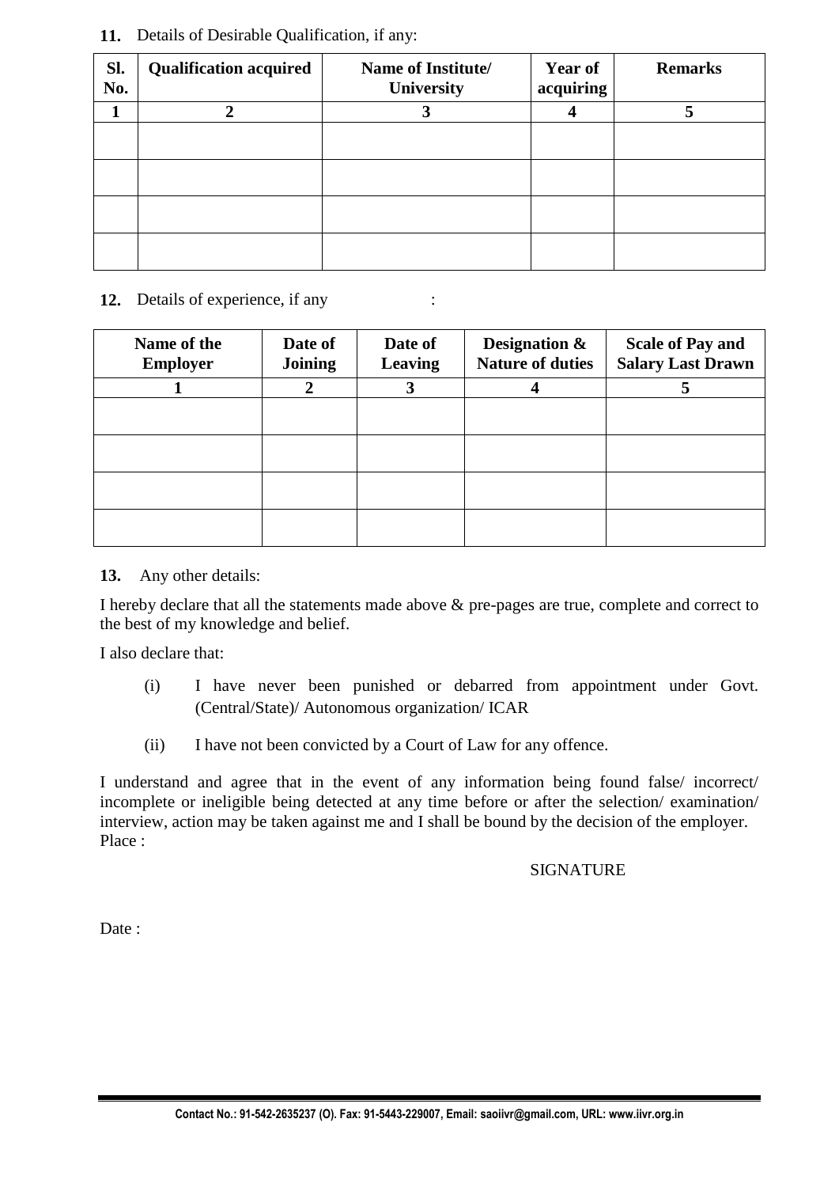**11.** Details of Desirable Qualification, if any:

| Sl. No. | Qualification acquired | Name of Institute/ University | Year of acquiring | Remarks |
|---|---|---|---|---|
| 1 | 2 | 3 | 4 | 5 |
| | | | | |
| | | | | |
| | | | | |
| | | | | |

**12.** Details of experience, if any :

| Name of the Employer | Date of Joining | Date of Leaving | Designation & Nature of duties | Scale of Pay and Salary Last Drawn |
|---|---|---|---|---|
| 1 | 2 | 3 | 4 | 5 |
| | | | | |
| | | | | |
| | | | | |
| | | | | |

**13.** Any other details:

I hereby declare that all the statements made above & pre-pages are true, complete and correct to the best of my knowledge and belief.

I also declare that:

(i) I have never been punished or debarred from appointment under Govt. (Central/State)/ Autonomous organization/ ICAR

(ii) I have not been convicted by a Court of Law for any offence.

I understand and agree that in the event of any information being found false/ incorrect/ incomplete or ineligible being detected at any time before or after the selection/ examination/ interview, action may be taken against me and I shall be bound by the decision of the employer.

Place :

SIGNATURE

Date :

Contact No.: 91-542-2635237 (O). Fax: 91-5443-229007, Email: saoiivr@gmail.com, URL: www.iivr.org.in